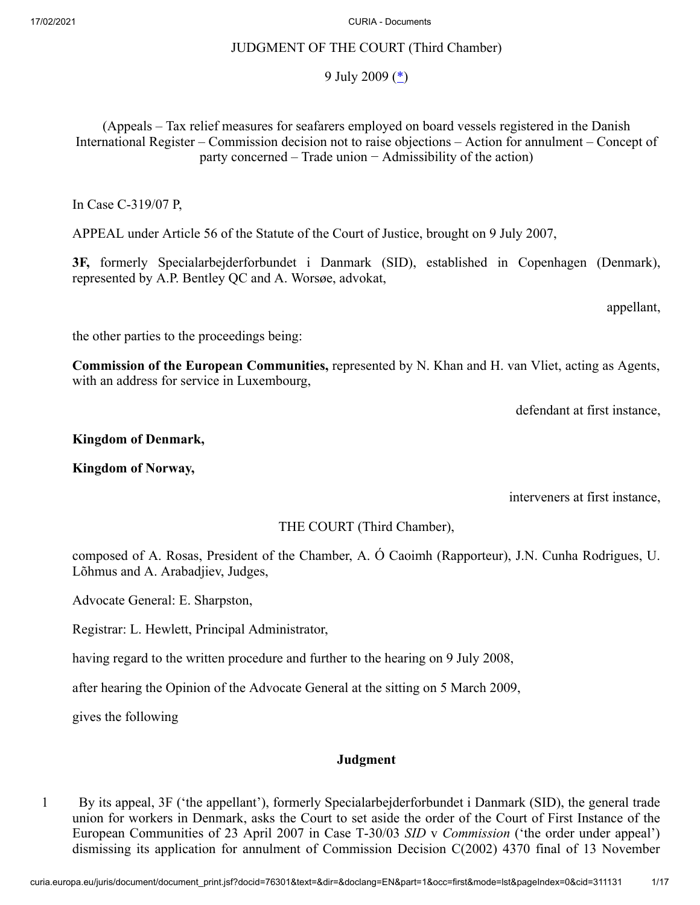JUDGMENT OF THE COURT (Third Chamber)

9 July 2009 (*)

(Appeals – Tax relief measures for seafarers employed on board vessels registered in the Danish International Register – Commission decision not to raise objections – Action for annulment – Concept of party concerned – Trade union − Admissibility of the action)

In Case C-319/07 P,

APPEAL under Article 56 of the Statute of the Court of Justice, brought on 9 July 2007,

**3F,** formerly Specialarbejderforbundet i Danmark (SID), established in Copenhagen (Denmark), represented by A.P. Bentley QC and A. Worsøe, advokat,

appellant,

the other parties to the proceedings being:

**Commission of the European Communities,** represented by N. Khan and H. van Vliet, acting as Agents, with an address for service in Luxembourg,

defendant at first instance,

**Kingdom of Denmark,**

**Kingdom of Norway,**

interveners at first instance,

THE COURT (Third Chamber),

composed of A. Rosas, President of the Chamber, A. Ó Caoimh (Rapporteur), J.N. Cunha Rodrigues, U. Lõhmus and A. Arabadjiev, Judges,

Advocate General: E. Sharpston,

Registrar: L. Hewlett, Principal Administrator,

having regard to the written procedure and further to the hearing on 9 July 2008,

after hearing the Opinion of the Advocate General at the sitting on 5 March 2009,

gives the following

**Judgment**

1 By its appeal, 3F ('the appellant'), formerly Specialarbejderforbundet i Danmark (SID), the general trade union for workers in Denmark, asks the Court to set aside the order of the Court of First Instance of the European Communities of 23 April 2007 in Case T-30/03 *SID* v *Commission* ('the order under appeal') dismissing its application for annulment of Commission Decision C(2002) 4370 final of 13 November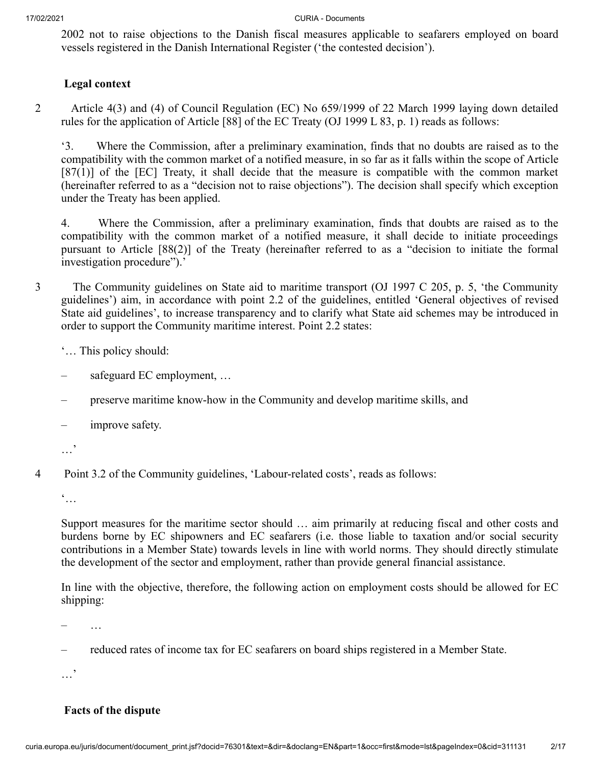2002 not to raise objections to the Danish fiscal measures applicable to seafarers employed on board vessels registered in the Danish International Register ('the contested decision').

## Legal context

2 Article 4(3) and (4) of Council Regulation (EC) No 659/1999 of 22 March 1999 laying down detailed rules for the application of Article [88] of the EC Treaty (OJ 1999 L 83, p. 1) reads as follows:

'3. Where the Commission, after a preliminary examination, finds that no doubts are raised as to the compatibility with the common market of a notified measure, in so far as it falls within the scope of Article [87(1)] of the [EC] Treaty, it shall decide that the measure is compatible with the common market (hereinafter referred to as a "decision not to raise objections"). The decision shall specify which exception under the Treaty has been applied.

4. Where the Commission, after a preliminary examination, finds that doubts are raised as to the compatibility with the common market of a notified measure, it shall decide to initiate proceedings pursuant to Article [88(2)] of the Treaty (hereinafter referred to as a "decision to initiate the formal investigation procedure").'

3 The Community guidelines on State aid to maritime transport (OJ 1997 C 205, p. 5, 'the Community guidelines') aim, in accordance with point 2.2 of the guidelines, entitled 'General objectives of revised State aid guidelines', to increase transparency and to clarify what State aid schemes may be introduced in order to support the Community maritime interest. Point 2.2 states:

'… This policy should:

– safeguard EC employment, …

– preserve maritime know-how in the Community and develop maritime skills, and

– improve safety.

…'

4 Point 3.2 of the Community guidelines, 'Labour-related costs', reads as follows:

'…

Support measures for the maritime sector should … aim primarily at reducing fiscal and other costs and burdens borne by EC shipowners and EC seafarers (i.e. those liable to taxation and/or social security contributions in a Member State) towards levels in line with world norms. They should directly stimulate the development of the sector and employment, rather than provide general financial assistance.

In line with the objective, therefore, the following action on employment costs should be allowed for EC shipping:

– …

– reduced rates of income tax for EC seafarers on board ships registered in a Member State.

…'

## Facts of the dispute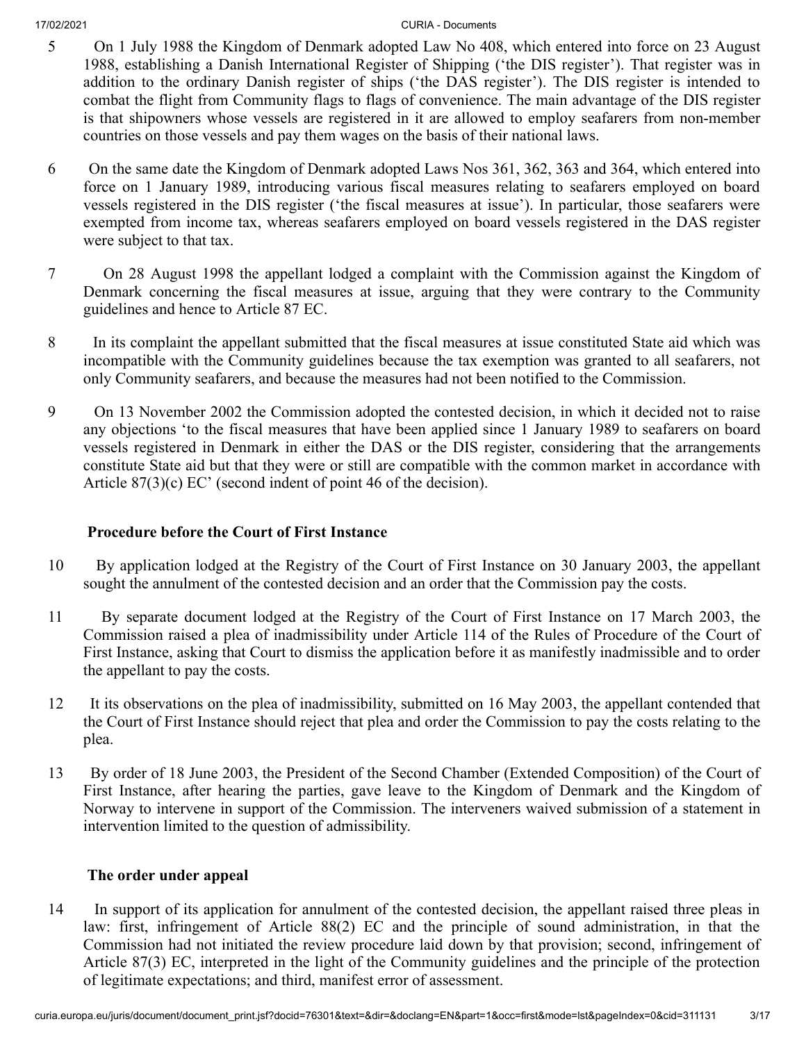5 On 1 July 1988 the Kingdom of Denmark adopted Law No 408, which entered into force on 23 August 1988, establishing a Danish International Register of Shipping ('the DIS register'). That register was in addition to the ordinary Danish register of ships ('the DAS register'). The DIS register is intended to combat the flight from Community flags to flags of convenience. The main advantage of the DIS register is that shipowners whose vessels are registered in it are allowed to employ seafarers from non-member countries on those vessels and pay them wages on the basis of their national laws.

6 On the same date the Kingdom of Denmark adopted Laws Nos 361, 362, 363 and 364, which entered into force on 1 January 1989, introducing various fiscal measures relating to seafarers employed on board vessels registered in the DIS register ('the fiscal measures at issue'). In particular, those seafarers were exempted from income tax, whereas seafarers employed on board vessels registered in the DAS register were subject to that tax.

7 On 28 August 1998 the appellant lodged a complaint with the Commission against the Kingdom of Denmark concerning the fiscal measures at issue, arguing that they were contrary to the Community guidelines and hence to Article 87 EC.

8 In its complaint the appellant submitted that the fiscal measures at issue constituted State aid which was incompatible with the Community guidelines because the tax exemption was granted to all seafarers, not only Community seafarers, and because the measures had not been notified to the Commission.

9 On 13 November 2002 the Commission adopted the contested decision, in which it decided not to raise any objections 'to the fiscal measures that have been applied since 1 January 1989 to seafarers on board vessels registered in Denmark in either the DAS or the DIS register, considering that the arrangements constitute State aid but that they were or still are compatible with the common market in accordance with Article 87(3)(c) EC' (second indent of point 46 of the decision).

## Procedure before the Court of First Instance

10 By application lodged at the Registry of the Court of First Instance on 30 January 2003, the appellant sought the annulment of the contested decision and an order that the Commission pay the costs.

11 By separate document lodged at the Registry of the Court of First Instance on 17 March 2003, the Commission raised a plea of inadmissibility under Article 114 of the Rules of Procedure of the Court of First Instance, asking that Court to dismiss the application before it as manifestly inadmissible and to order the appellant to pay the costs.

12 It its observations on the plea of inadmissibility, submitted on 16 May 2003, the appellant contended that the Court of First Instance should reject that plea and order the Commission to pay the costs relating to the plea.

13 By order of 18 June 2003, the President of the Second Chamber (Extended Composition) of the Court of First Instance, after hearing the parties, gave leave to the Kingdom of Denmark and the Kingdom of Norway to intervene in support of the Commission. The interveners waived submission of a statement in intervention limited to the question of admissibility.

## The order under appeal

14 In support of its application for annulment of the contested decision, the appellant raised three pleas in law: first, infringement of Article 88(2) EC and the principle of sound administration, in that the Commission had not initiated the review procedure laid down by that provision; second, infringement of Article 87(3) EC, interpreted in the light of the Community guidelines and the principle of the protection of legitimate expectations; and third, manifest error of assessment.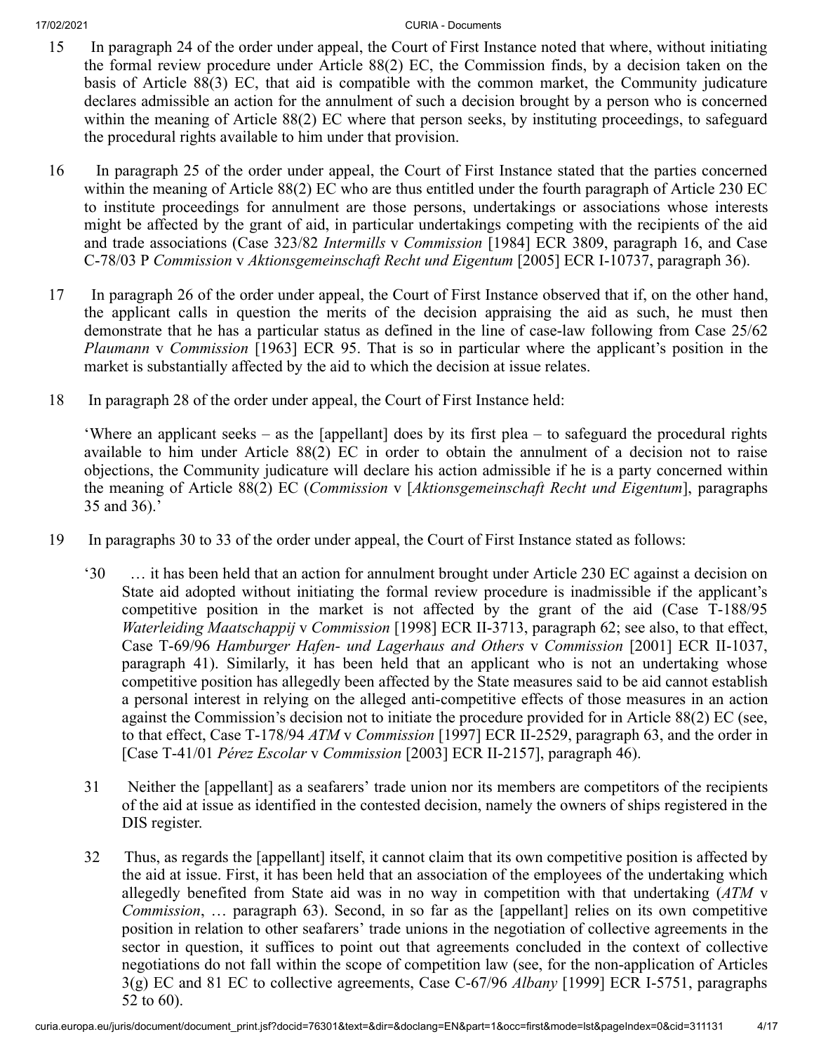15 In paragraph 24 of the order under appeal, the Court of First Instance noted that where, without initiating the formal review procedure under Article 88(2) EC, the Commission finds, by a decision taken on the basis of Article 88(3) EC, that aid is compatible with the common market, the Community judicature declares admissible an action for the annulment of such a decision brought by a person who is concerned within the meaning of Article 88(2) EC where that person seeks, by instituting proceedings, to safeguard the procedural rights available to him under that provision.

16 In paragraph 25 of the order under appeal, the Court of First Instance stated that the parties concerned within the meaning of Article 88(2) EC who are thus entitled under the fourth paragraph of Article 230 EC to institute proceedings for annulment are those persons, undertakings or associations whose interests might be affected by the grant of aid, in particular undertakings competing with the recipients of the aid and trade associations (Case 323/82 *Intermills* v *Commission* [1984] ECR 3809, paragraph 16, and Case C-78/03 P *Commission* v *Aktionsgemeinschaft Recht und Eigentum* [2005] ECR I-10737, paragraph 36).

17 In paragraph 26 of the order under appeal, the Court of First Instance observed that if, on the other hand, the applicant calls in question the merits of the decision appraising the aid as such, he must then demonstrate that he has a particular status as defined in the line of case-law following from Case 25/62 *Plaumann* v *Commission* [1963] ECR 95. That is so in particular where the applicant's position in the market is substantially affected by the aid to which the decision at issue relates.

18 In paragraph 28 of the order under appeal, the Court of First Instance held:

'Where an applicant seeks – as the [appellant] does by its first plea – to safeguard the procedural rights available to him under Article 88(2) EC in order to obtain the annulment of a decision not to raise objections, the Community judicature will declare his action admissible if he is a party concerned within the meaning of Article 88(2) EC (*Commission* v [*Aktionsgemeinschaft Recht und Eigentum*], paragraphs 35 and 36).'

19 In paragraphs 30 to 33 of the order under appeal, the Court of First Instance stated as follows:

> '30 … it has been held that an action for annulment brought under Article 230 EC against a decision on State aid adopted without initiating the formal review procedure is inadmissible if the applicant's competitive position in the market is not affected by the grant of the aid (Case T-188/95 *Waterleiding Maatschappij* v *Commission* [1998] ECR II-3713, paragraph 62; see also, to that effect, Case T-69/96 *Hamburger Hafen- und Lagerhaus and Others* v *Commission* [2001] ECR II-1037, paragraph 41). Similarly, it has been held that an applicant who is not an undertaking whose competitive position has allegedly been affected by the State measures said to be aid cannot establish a personal interest in relying on the alleged anti-competitive effects of those measures in an action against the Commission's decision not to initiate the procedure provided for in Article 88(2) EC (see, to that effect, Case T-178/94 *ATM* v *Commission* [1997] ECR II-2529, paragraph 63, and the order in [Case T-41/01 *Pérez Escolar* v *Commission* [2003] ECR II-2157], paragraph 46).
>
> 31 Neither the [appellant] as a seafarers' trade union nor its members are competitors of the recipients of the aid at issue as identified in the contested decision, namely the owners of ships registered in the DIS register.
>
> 32 Thus, as regards the [appellant] itself, it cannot claim that its own competitive position is affected by the aid at issue. First, it has been held that an association of the employees of the undertaking which allegedly benefited from State aid was in no way in competition with that undertaking (*ATM* v *Commission*, … paragraph 63). Second, in so far as the [appellant] relies on its own competitive position in relation to other seafarers' trade unions in the negotiation of collective agreements in the sector in question, it suffices to point out that agreements concluded in the context of collective negotiations do not fall within the scope of competition law (see, for the non-application of Articles 3(g) EC and 81 EC to collective agreements, Case C-67/96 *Albany* [1999] ECR I-5751, paragraphs 52 to 60).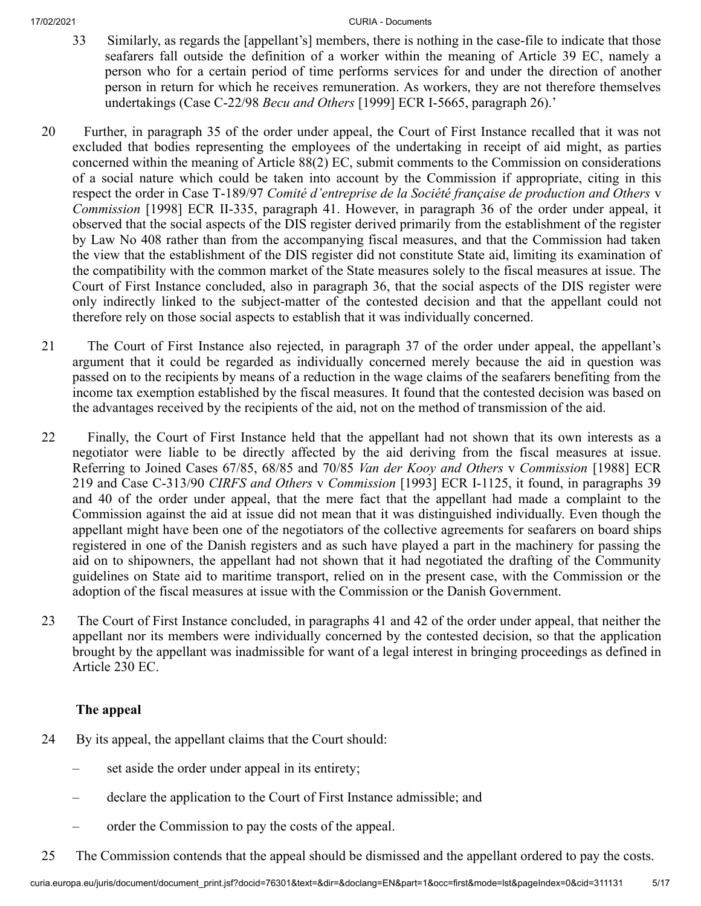33 Similarly, as regards the [appellant's] members, there is nothing in the case-file to indicate that those seafarers fall outside the definition of a worker within the meaning of Article 39 EC, namely a person who for a certain period of time performs services for and under the direction of another person in return for which he receives remuneration. As workers, they are not therefore themselves undertakings (Case C-22/98 *Becu and Others* [1999] ECR I-5665, paragraph 26).'

20 Further, in paragraph 35 of the order under appeal, the Court of First Instance recalled that it was not excluded that bodies representing the employees of the undertaking in receipt of aid might, as parties concerned within the meaning of Article 88(2) EC, submit comments to the Commission on considerations of a social nature which could be taken into account by the Commission if appropriate, citing in this respect the order in Case T-189/97 *Comité d'entreprise de la Société française de production and Others* v *Commission* [1998] ECR II-335, paragraph 41. However, in paragraph 36 of the order under appeal, it observed that the social aspects of the DIS register derived primarily from the establishment of the register by Law No 408 rather than from the accompanying fiscal measures, and that the Commission had taken the view that the establishment of the DIS register did not constitute State aid, limiting its examination of the compatibility with the common market of the State measures solely to the fiscal measures at issue. The Court of First Instance concluded, also in paragraph 36, that the social aspects of the DIS register were only indirectly linked to the subject-matter of the contested decision and that the appellant could not therefore rely on those social aspects to establish that it was individually concerned.

21 The Court of First Instance also rejected, in paragraph 37 of the order under appeal, the appellant's argument that it could be regarded as individually concerned merely because the aid in question was passed on to the recipients by means of a reduction in the wage claims of the seafarers benefiting from the income tax exemption established by the fiscal measures. It found that the contested decision was based on the advantages received by the recipients of the aid, not on the method of transmission of the aid.

22 Finally, the Court of First Instance held that the appellant had not shown that its own interests as a negotiator were liable to be directly affected by the aid deriving from the fiscal measures at issue. Referring to Joined Cases 67/85, 68/85 and 70/85 *Van der Kooy and Others* v *Commission* [1988] ECR 219 and Case C-313/90 *CIRFS and Others* v *Commission* [1993] ECR I-1125, it found, in paragraphs 39 and 40 of the order under appeal, that the mere fact that the appellant had made a complaint to the Commission against the aid at issue did not mean that it was distinguished individually. Even though the appellant might have been one of the negotiators of the collective agreements for seafarers on board ships registered in one of the Danish registers and as such have played a part in the machinery for passing the aid on to shipowners, the appellant had not shown that it had negotiated the drafting of the Community guidelines on State aid to maritime transport, relied on in the present case, with the Commission or the adoption of the fiscal measures at issue with the Commission or the Danish Government.

23 The Court of First Instance concluded, in paragraphs 41 and 42 of the order under appeal, that neither the appellant nor its members were individually concerned by the contested decision, so that the application brought by the appellant was inadmissible for want of a legal interest in bringing proceedings as defined in Article 230 EC.

## The appeal

24 By its appeal, the appellant claims that the Court should:

– set aside the order under appeal in its entirety;

– declare the application to the Court of First Instance admissible; and

– order the Commission to pay the costs of the appeal.

25 The Commission contends that the appeal should be dismissed and the appellant ordered to pay the costs.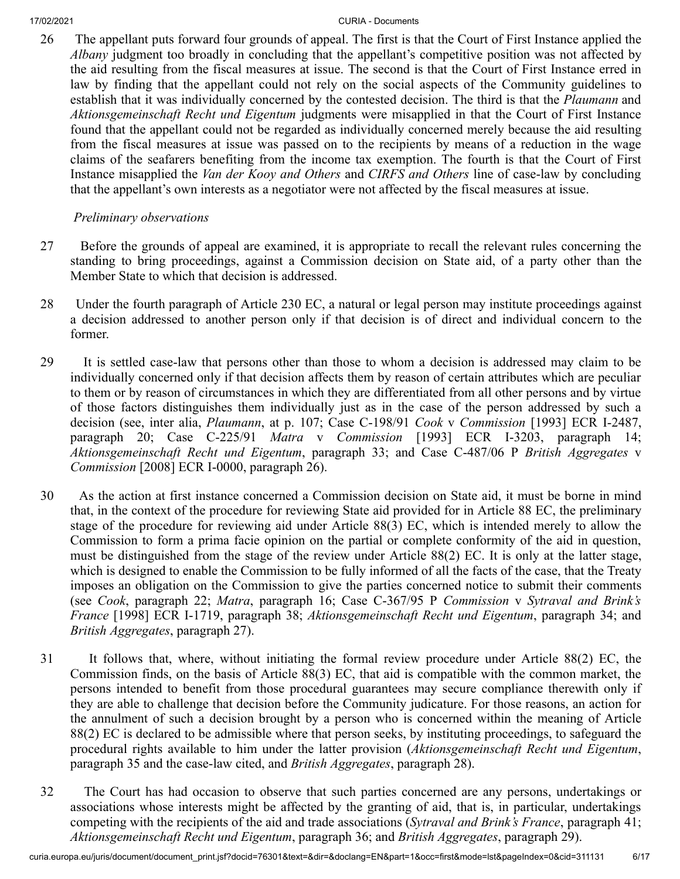26 The appellant puts forward four grounds of appeal. The first is that the Court of First Instance applied the *Albany* judgment too broadly in concluding that the appellant's competitive position was not affected by the aid resulting from the fiscal measures at issue. The second is that the Court of First Instance erred in law by finding that the appellant could not rely on the social aspects of the Community guidelines to establish that it was individually concerned by the contested decision. The third is that the *Plaumann* and *Aktionsgemeinschaft Recht und Eigentum* judgments were misapplied in that the Court of First Instance found that the appellant could not be regarded as individually concerned merely because the aid resulting from the fiscal measures at issue was passed on to the recipients by means of a reduction in the wage claims of the seafarers benefiting from the income tax exemption. The fourth is that the Court of First Instance misapplied the *Van der Kooy and Others* and *CIRFS and Others* line of case-law by concluding that the appellant's own interests as a negotiator were not affected by the fiscal measures at issue.

*Preliminary observations*

27 Before the grounds of appeal are examined, it is appropriate to recall the relevant rules concerning the standing to bring proceedings, against a Commission decision on State aid, of a party other than the Member State to which that decision is addressed.

28 Under the fourth paragraph of Article 230 EC, a natural or legal person may institute proceedings against a decision addressed to another person only if that decision is of direct and individual concern to the former.

29 It is settled case-law that persons other than those to whom a decision is addressed may claim to be individually concerned only if that decision affects them by reason of certain attributes which are peculiar to them or by reason of circumstances in which they are differentiated from all other persons and by virtue of those factors distinguishes them individually just as in the case of the person addressed by such a decision (see, inter alia, *Plaumann*, at p. 107; Case C-198/91 *Cook* v *Commission* [1993] ECR I-2487, paragraph 20; Case C-225/91 *Matra* v *Commission* [1993] ECR I-3203, paragraph 14; *Aktionsgemeinschaft Recht und Eigentum*, paragraph 33; and Case C-487/06 P *British Aggregates* v *Commission* [2008] ECR I-0000, paragraph 26).

30 As the action at first instance concerned a Commission decision on State aid, it must be borne in mind that, in the context of the procedure for reviewing State aid provided for in Article 88 EC, the preliminary stage of the procedure for reviewing aid under Article 88(3) EC, which is intended merely to allow the Commission to form a prima facie opinion on the partial or complete conformity of the aid in question, must be distinguished from the stage of the review under Article 88(2) EC. It is only at the latter stage, which is designed to enable the Commission to be fully informed of all the facts of the case, that the Treaty imposes an obligation on the Commission to give the parties concerned notice to submit their comments (see *Cook*, paragraph 22; *Matra*, paragraph 16; Case C-367/95 P *Commission* v *Sytraval and Brink's France* [1998] ECR I-1719, paragraph 38; *Aktionsgemeinschaft Recht und Eigentum*, paragraph 34; and *British Aggregates*, paragraph 27).

31 It follows that, where, without initiating the formal review procedure under Article 88(2) EC, the Commission finds, on the basis of Article 88(3) EC, that aid is compatible with the common market, the persons intended to benefit from those procedural guarantees may secure compliance therewith only if they are able to challenge that decision before the Community judicature. For those reasons, an action for the annulment of such a decision brought by a person who is concerned within the meaning of Article 88(2) EC is declared to be admissible where that person seeks, by instituting proceedings, to safeguard the procedural rights available to him under the latter provision (*Aktionsgemeinschaft Recht und Eigentum*, paragraph 35 and the case-law cited, and *British Aggregates*, paragraph 28).

32 The Court has had occasion to observe that such parties concerned are any persons, undertakings or associations whose interests might be affected by the granting of aid, that is, in particular, undertakings competing with the recipients of the aid and trade associations (*Sytraval and Brink's France*, paragraph 41; *Aktionsgemeinschaft Recht und Eigentum*, paragraph 36; and *British Aggregates*, paragraph 29).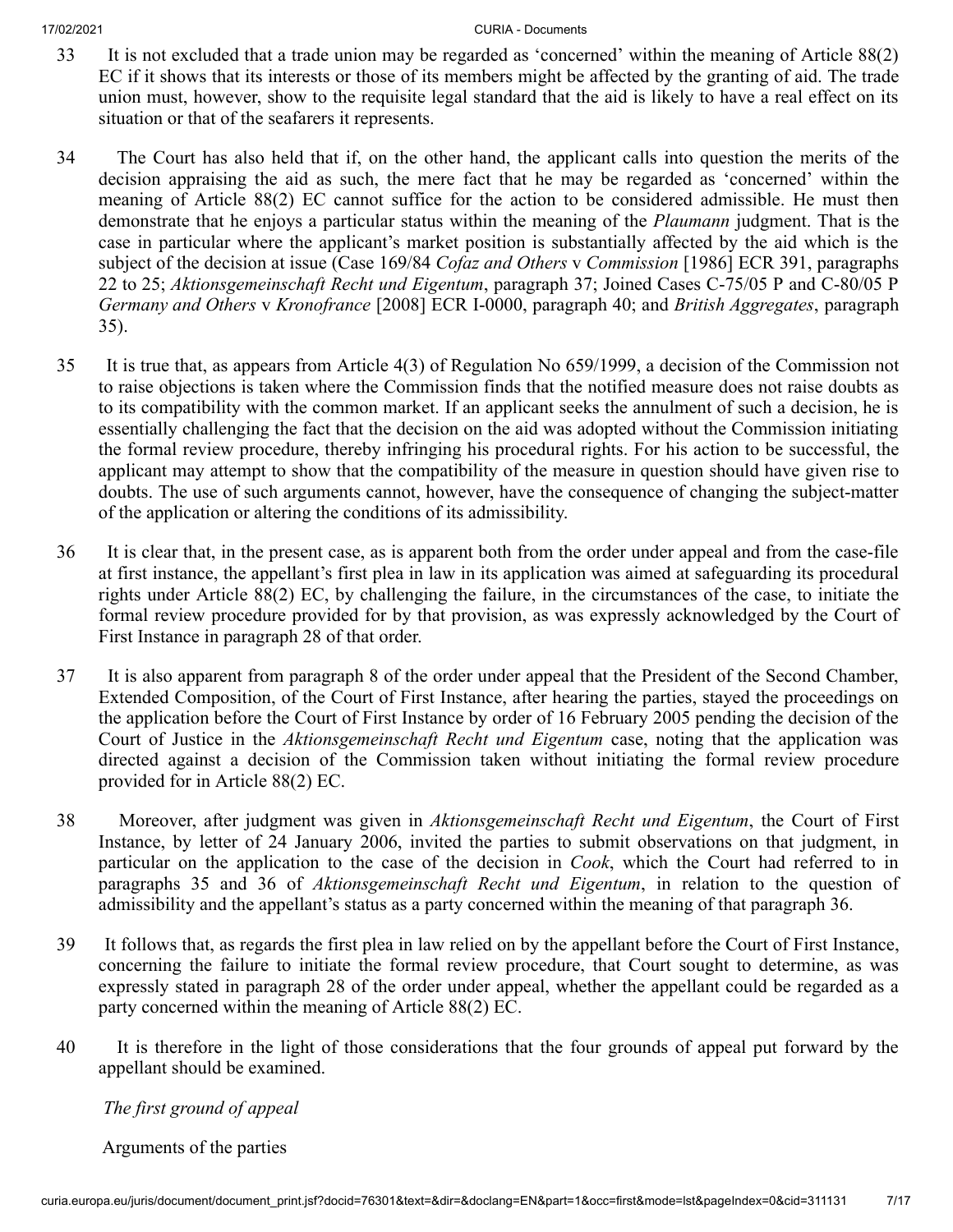33 It is not excluded that a trade union may be regarded as 'concerned' within the meaning of Article 88(2) EC if it shows that its interests or those of its members might be affected by the granting of aid. The trade union must, however, show to the requisite legal standard that the aid is likely to have a real effect on its situation or that of the seafarers it represents.

34 The Court has also held that if, on the other hand, the applicant calls into question the merits of the decision appraising the aid as such, the mere fact that he may be regarded as 'concerned' within the meaning of Article 88(2) EC cannot suffice for the action to be considered admissible. He must then demonstrate that he enjoys a particular status within the meaning of the *Plaumann* judgment. That is the case in particular where the applicant's market position is substantially affected by the aid which is the subject of the decision at issue (Case 169/84 *Cofaz and Others* v *Commission* [1986] ECR 391, paragraphs 22 to 25; *Aktionsgemeinschaft Recht und Eigentum*, paragraph 37; Joined Cases C-75/05 P and C-80/05 P *Germany and Others* v *Kronofrance* [2008] ECR I-0000, paragraph 40; and *British Aggregates*, paragraph 35).

35 It is true that, as appears from Article 4(3) of Regulation No 659/1999, a decision of the Commission not to raise objections is taken where the Commission finds that the notified measure does not raise doubts as to its compatibility with the common market. If an applicant seeks the annulment of such a decision, he is essentially challenging the fact that the decision on the aid was adopted without the Commission initiating the formal review procedure, thereby infringing his procedural rights. For his action to be successful, the applicant may attempt to show that the compatibility of the measure in question should have given rise to doubts. The use of such arguments cannot, however, have the consequence of changing the subject-matter of the application or altering the conditions of its admissibility.

36 It is clear that, in the present case, as is apparent both from the order under appeal and from the case-file at first instance, the appellant's first plea in law in its application was aimed at safeguarding its procedural rights under Article 88(2) EC, by challenging the failure, in the circumstances of the case, to initiate the formal review procedure provided for by that provision, as was expressly acknowledged by the Court of First Instance in paragraph 28 of that order.

37 It is also apparent from paragraph 8 of the order under appeal that the President of the Second Chamber, Extended Composition, of the Court of First Instance, after hearing the parties, stayed the proceedings on the application before the Court of First Instance by order of 16 February 2005 pending the decision of the Court of Justice in the *Aktionsgemeinschaft Recht und Eigentum* case, noting that the application was directed against a decision of the Commission taken without initiating the formal review procedure provided for in Article 88(2) EC.

38 Moreover, after judgment was given in *Aktionsgemeinschaft Recht und Eigentum*, the Court of First Instance, by letter of 24 January 2006, invited the parties to submit observations on that judgment, in particular on the application to the case of the decision in *Cook*, which the Court had referred to in paragraphs 35 and 36 of *Aktionsgemeinschaft Recht und Eigentum*, in relation to the question of admissibility and the appellant's status as a party concerned within the meaning of that paragraph 36.

39 It follows that, as regards the first plea in law relied on by the appellant before the Court of First Instance, concerning the failure to initiate the formal review procedure, that Court sought to determine, as was expressly stated in paragraph 28 of the order under appeal, whether the appellant could be regarded as a party concerned within the meaning of Article 88(2) EC.

40 It is therefore in the light of those considerations that the four grounds of appeal put forward by the appellant should be examined.

*The first ground of appeal*

Arguments of the parties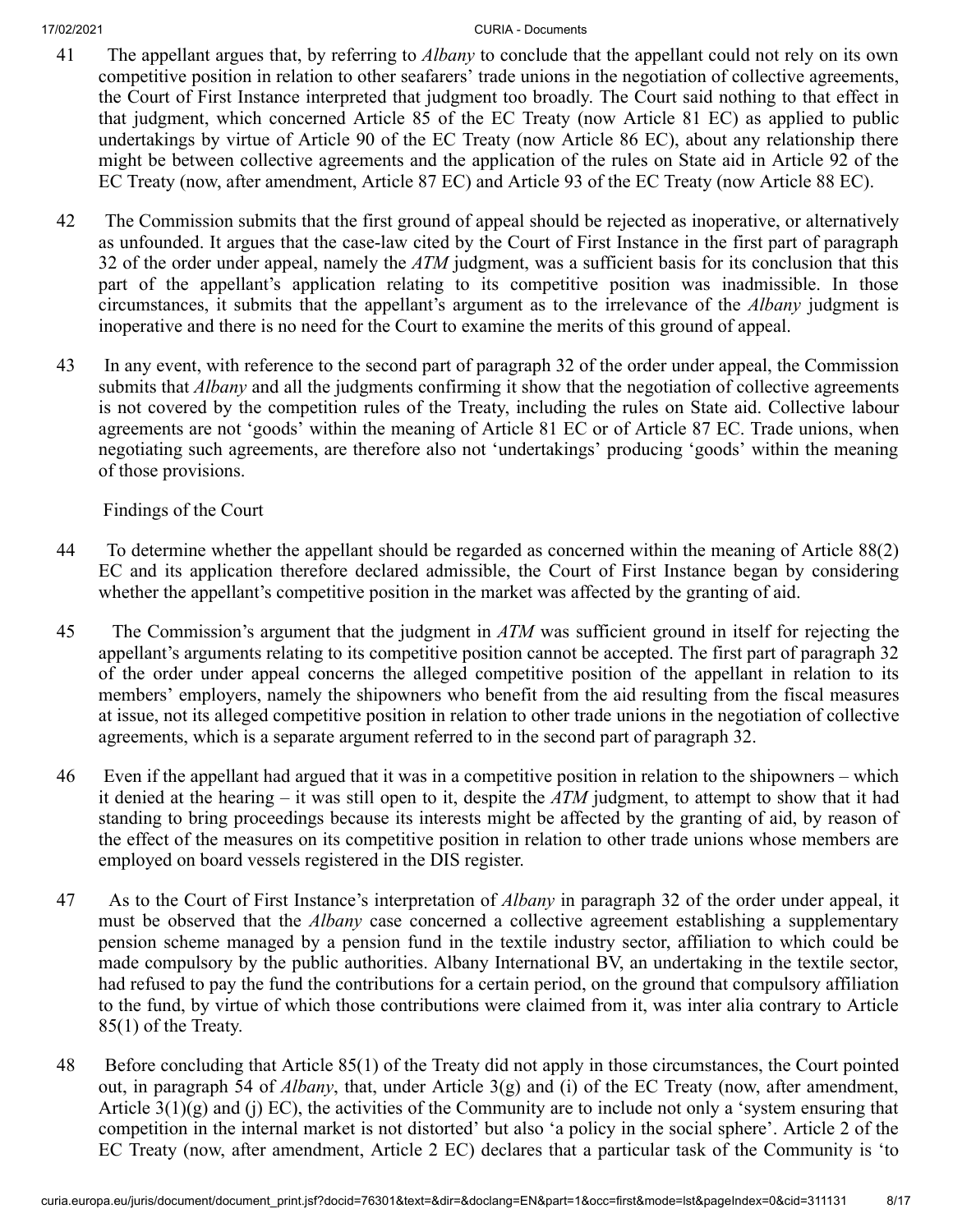41 The appellant argues that, by referring to *Albany* to conclude that the appellant could not rely on its own competitive position in relation to other seafarers' trade unions in the negotiation of collective agreements, the Court of First Instance interpreted that judgment too broadly. The Court said nothing to that effect in that judgment, which concerned Article 85 of the EC Treaty (now Article 81 EC) as applied to public undertakings by virtue of Article 90 of the EC Treaty (now Article 86 EC), about any relationship there might be between collective agreements and the application of the rules on State aid in Article 92 of the EC Treaty (now, after amendment, Article 87 EC) and Article 93 of the EC Treaty (now Article 88 EC).

42 The Commission submits that the first ground of appeal should be rejected as inoperative, or alternatively as unfounded. It argues that the case-law cited by the Court of First Instance in the first part of paragraph 32 of the order under appeal, namely the *ATM* judgment, was a sufficient basis for its conclusion that this part of the appellant's application relating to its competitive position was inadmissible. In those circumstances, it submits that the appellant's argument as to the irrelevance of the *Albany* judgment is inoperative and there is no need for the Court to examine the merits of this ground of appeal.

43 In any event, with reference to the second part of paragraph 32 of the order under appeal, the Commission submits that *Albany* and all the judgments confirming it show that the negotiation of collective agreements is not covered by the competition rules of the Treaty, including the rules on State aid. Collective labour agreements are not 'goods' within the meaning of Article 81 EC or of Article 87 EC. Trade unions, when negotiating such agreements, are therefore also not 'undertakings' producing 'goods' within the meaning of those provisions.

Findings of the Court

44 To determine whether the appellant should be regarded as concerned within the meaning of Article 88(2) EC and its application therefore declared admissible, the Court of First Instance began by considering whether the appellant's competitive position in the market was affected by the granting of aid.

45 The Commission's argument that the judgment in *ATM* was sufficient ground in itself for rejecting the appellant's arguments relating to its competitive position cannot be accepted. The first part of paragraph 32 of the order under appeal concerns the alleged competitive position of the appellant in relation to its members' employers, namely the shipowners who benefit from the aid resulting from the fiscal measures at issue, not its alleged competitive position in relation to other trade unions in the negotiation of collective agreements, which is a separate argument referred to in the second part of paragraph 32.

46 Even if the appellant had argued that it was in a competitive position in relation to the shipowners – which it denied at the hearing – it was still open to it, despite the *ATM* judgment, to attempt to show that it had standing to bring proceedings because its interests might be affected by the granting of aid, by reason of the effect of the measures on its competitive position in relation to other trade unions whose members are employed on board vessels registered in the DIS register.

47 As to the Court of First Instance's interpretation of *Albany* in paragraph 32 of the order under appeal, it must be observed that the *Albany* case concerned a collective agreement establishing a supplementary pension scheme managed by a pension fund in the textile industry sector, affiliation to which could be made compulsory by the public authorities. Albany International BV, an undertaking in the textile sector, had refused to pay the fund the contributions for a certain period, on the ground that compulsory affiliation to the fund, by virtue of which those contributions were claimed from it, was inter alia contrary to Article 85(1) of the Treaty.

48 Before concluding that Article 85(1) of the Treaty did not apply in those circumstances, the Court pointed out, in paragraph 54 of *Albany*, that, under Article 3(g) and (i) of the EC Treaty (now, after amendment, Article 3(1)(g) and (j) EC), the activities of the Community are to include not only a 'system ensuring that competition in the internal market is not distorted' but also 'a policy in the social sphere'. Article 2 of the EC Treaty (now, after amendment, Article 2 EC) declares that a particular task of the Community is 'to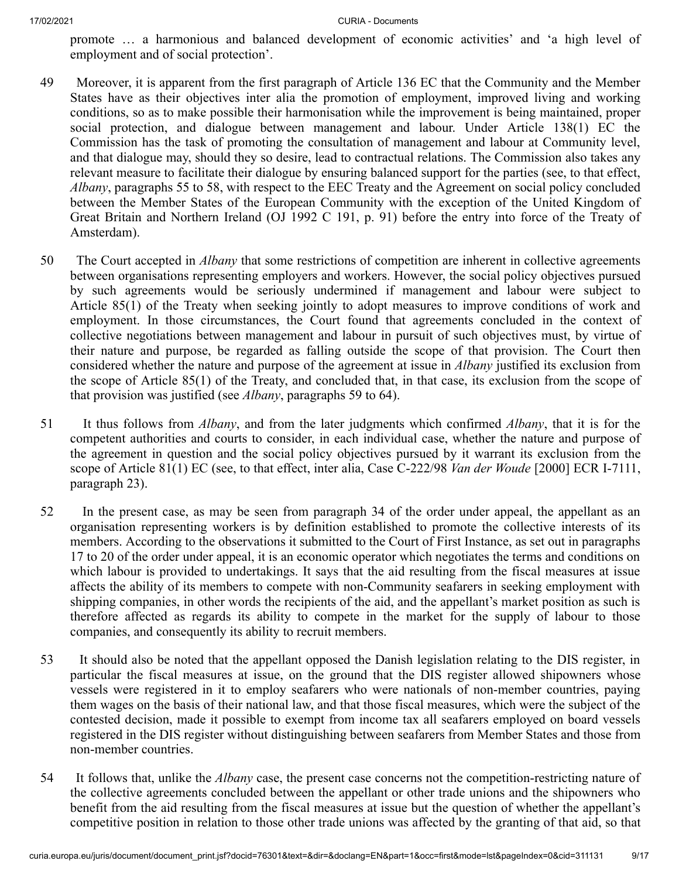promote … a harmonious and balanced development of economic activities' and 'a high level of employment and of social protection'.

49 Moreover, it is apparent from the first paragraph of Article 136 EC that the Community and the Member States have as their objectives inter alia the promotion of employment, improved living and working conditions, so as to make possible their harmonisation while the improvement is being maintained, proper social protection, and dialogue between management and labour. Under Article 138(1) EC the Commission has the task of promoting the consultation of management and labour at Community level, and that dialogue may, should they so desire, lead to contractual relations. The Commission also takes any relevant measure to facilitate their dialogue by ensuring balanced support for the parties (see, to that effect, *Albany*, paragraphs 55 to 58, with respect to the EEC Treaty and the Agreement on social policy concluded between the Member States of the European Community with the exception of the United Kingdom of Great Britain and Northern Ireland (OJ 1992 C 191, p. 91) before the entry into force of the Treaty of Amsterdam).

50 The Court accepted in *Albany* that some restrictions of competition are inherent in collective agreements between organisations representing employers and workers. However, the social policy objectives pursued by such agreements would be seriously undermined if management and labour were subject to Article 85(1) of the Treaty when seeking jointly to adopt measures to improve conditions of work and employment. In those circumstances, the Court found that agreements concluded in the context of collective negotiations between management and labour in pursuit of such objectives must, by virtue of their nature and purpose, be regarded as falling outside the scope of that provision. The Court then considered whether the nature and purpose of the agreement at issue in *Albany* justified its exclusion from the scope of Article 85(1) of the Treaty, and concluded that, in that case, its exclusion from the scope of that provision was justified (see *Albany*, paragraphs 59 to 64).

51 It thus follows from *Albany*, and from the later judgments which confirmed *Albany*, that it is for the competent authorities and courts to consider, in each individual case, whether the nature and purpose of the agreement in question and the social policy objectives pursued by it warrant its exclusion from the scope of Article 81(1) EC (see, to that effect, inter alia, Case C-222/98 *Van der Woude* [2000] ECR I-7111, paragraph 23).

52 In the present case, as may be seen from paragraph 34 of the order under appeal, the appellant as an organisation representing workers is by definition established to promote the collective interests of its members. According to the observations it submitted to the Court of First Instance, as set out in paragraphs 17 to 20 of the order under appeal, it is an economic operator which negotiates the terms and conditions on which labour is provided to undertakings. It says that the aid resulting from the fiscal measures at issue affects the ability of its members to compete with non-Community seafarers in seeking employment with shipping companies, in other words the recipients of the aid, and the appellant's market position as such is therefore affected as regards its ability to compete in the market for the supply of labour to those companies, and consequently its ability to recruit members.

53 It should also be noted that the appellant opposed the Danish legislation relating to the DIS register, in particular the fiscal measures at issue, on the ground that the DIS register allowed shipowners whose vessels were registered in it to employ seafarers who were nationals of non-member countries, paying them wages on the basis of their national law, and that those fiscal measures, which were the subject of the contested decision, made it possible to exempt from income tax all seafarers employed on board vessels registered in the DIS register without distinguishing between seafarers from Member States and those from non-member countries.

54 It follows that, unlike the *Albany* case, the present case concerns not the competition-restricting nature of the collective agreements concluded between the appellant or other trade unions and the shipowners who benefit from the aid resulting from the fiscal measures at issue but the question of whether the appellant's competitive position in relation to those other trade unions was affected by the granting of that aid, so that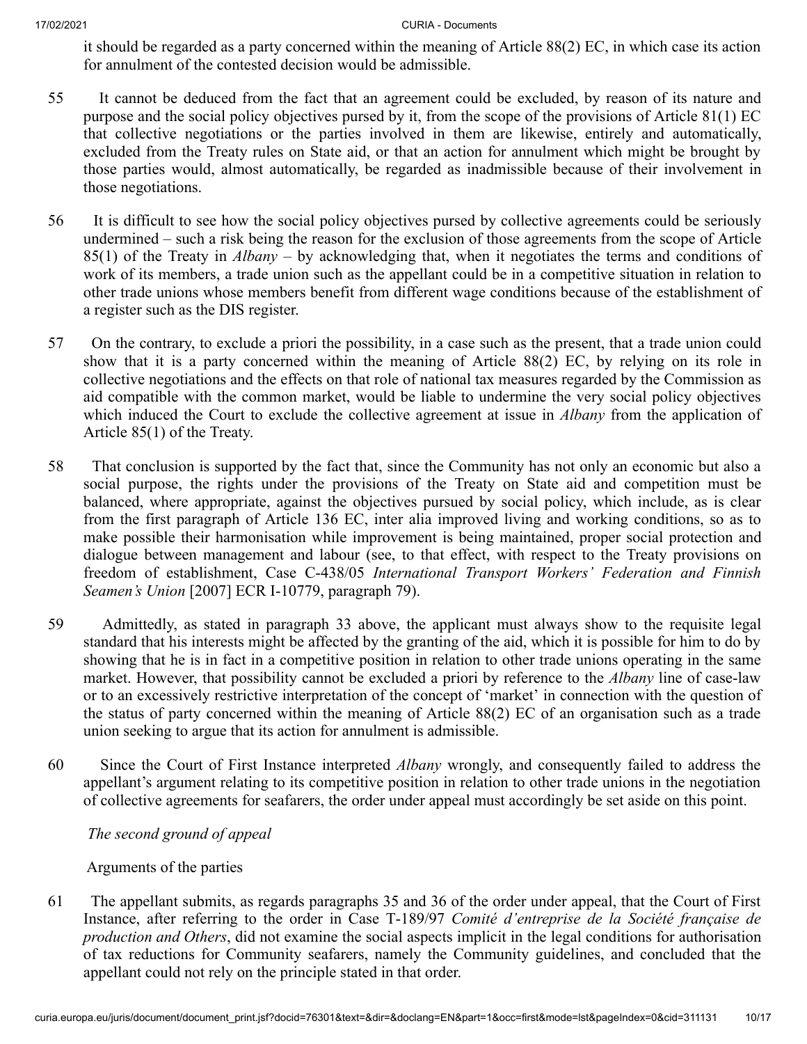it should be regarded as a party concerned within the meaning of Article 88(2) EC, in which case its action for annulment of the contested decision would be admissible.

55 It cannot be deduced from the fact that an agreement could be excluded, by reason of its nature and purpose and the social policy objectives pursed by it, from the scope of the provisions of Article 81(1) EC that collective negotiations or the parties involved in them are likewise, entirely and automatically, excluded from the Treaty rules on State aid, or that an action for annulment which might be brought by those parties would, almost automatically, be regarded as inadmissible because of their involvement in those negotiations.

56 It is difficult to see how the social policy objectives pursed by collective agreements could be seriously undermined – such a risk being the reason for the exclusion of those agreements from the scope of Article 85(1) of the Treaty in *Albany* – by acknowledging that, when it negotiates the terms and conditions of work of its members, a trade union such as the appellant could be in a competitive situation in relation to other trade unions whose members benefit from different wage conditions because of the establishment of a register such as the DIS register.

57 On the contrary, to exclude a priori the possibility, in a case such as the present, that a trade union could show that it is a party concerned within the meaning of Article 88(2) EC, by relying on its role in collective negotiations and the effects on that role of national tax measures regarded by the Commission as aid compatible with the common market, would be liable to undermine the very social policy objectives which induced the Court to exclude the collective agreement at issue in *Albany* from the application of Article 85(1) of the Treaty.

58 That conclusion is supported by the fact that, since the Community has not only an economic but also a social purpose, the rights under the provisions of the Treaty on State aid and competition must be balanced, where appropriate, against the objectives pursued by social policy, which include, as is clear from the first paragraph of Article 136 EC, inter alia improved living and working conditions, so as to make possible their harmonisation while improvement is being maintained, proper social protection and dialogue between management and labour (see, to that effect, with respect to the Treaty provisions on freedom of establishment, Case C-438/05 *International Transport Workers' Federation and Finnish Seamen's Union* [2007] ECR I-10779, paragraph 79).

59 Admittedly, as stated in paragraph 33 above, the applicant must always show to the requisite legal standard that his interests might be affected by the granting of the aid, which it is possible for him to do by showing that he is in fact in a competitive position in relation to other trade unions operating in the same market. However, that possibility cannot be excluded a priori by reference to the *Albany* line of case-law or to an excessively restrictive interpretation of the concept of 'market' in connection with the question of the status of party concerned within the meaning of Article 88(2) EC of an organisation such as a trade union seeking to argue that its action for annulment is admissible.

60 Since the Court of First Instance interpreted *Albany* wrongly, and consequently failed to address the appellant's argument relating to its competitive position in relation to other trade unions in the negotiation of collective agreements for seafarers, the order under appeal must accordingly be set aside on this point.

*The second ground of appeal*

Arguments of the parties

61 The appellant submits, as regards paragraphs 35 and 36 of the order under appeal, that the Court of First Instance, after referring to the order in Case T-189/97 *Comité d'entreprise de la Société française de production and Others*, did not examine the social aspects implicit in the legal conditions for authorisation of tax reductions for Community seafarers, namely the Community guidelines, and concluded that the appellant could not rely on the principle stated in that order.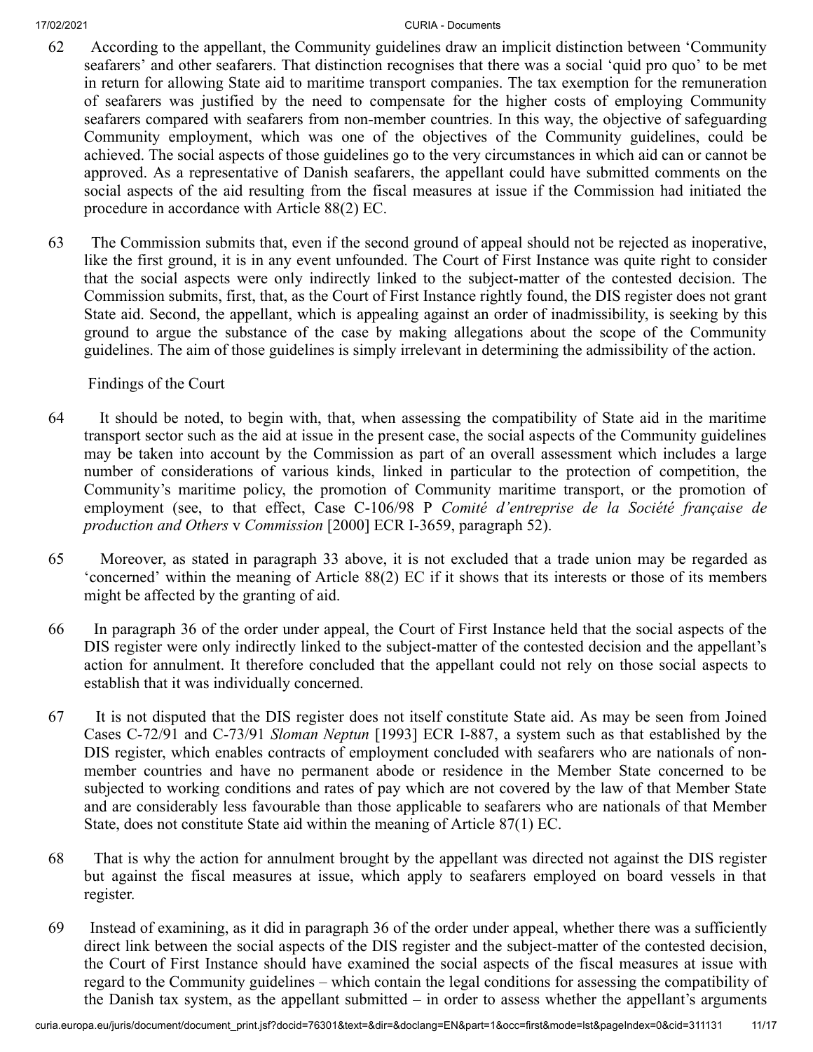62 According to the appellant, the Community guidelines draw an implicit distinction between 'Community seafarers' and other seafarers. That distinction recognises that there was a social 'quid pro quo' to be met in return for allowing State aid to maritime transport companies. The tax exemption for the remuneration of seafarers was justified by the need to compensate for the higher costs of employing Community seafarers compared with seafarers from non-member countries. In this way, the objective of safeguarding Community employment, which was one of the objectives of the Community guidelines, could be achieved. The social aspects of those guidelines go to the very circumstances in which aid can or cannot be approved. As a representative of Danish seafarers, the appellant could have submitted comments on the social aspects of the aid resulting from the fiscal measures at issue if the Commission had initiated the procedure in accordance with Article 88(2) EC.

63 The Commission submits that, even if the second ground of appeal should not be rejected as inoperative, like the first ground, it is in any event unfounded. The Court of First Instance was quite right to consider that the social aspects were only indirectly linked to the subject-matter of the contested decision. The Commission submits, first, that, as the Court of First Instance rightly found, the DIS register does not grant State aid. Second, the appellant, which is appealing against an order of inadmissibility, is seeking by this ground to argue the substance of the case by making allegations about the scope of the Community guidelines. The aim of those guidelines is simply irrelevant in determining the admissibility of the action.

Findings of the Court

64 It should be noted, to begin with, that, when assessing the compatibility of State aid in the maritime transport sector such as the aid at issue in the present case, the social aspects of the Community guidelines may be taken into account by the Commission as part of an overall assessment which includes a large number of considerations of various kinds, linked in particular to the protection of competition, the Community's maritime policy, the promotion of Community maritime transport, or the promotion of employment (see, to that effect, Case C-106/98 P *Comité d'entreprise de la Société française de production and Others* v *Commission* [2000] ECR I-3659, paragraph 52).

65 Moreover, as stated in paragraph 33 above, it is not excluded that a trade union may be regarded as 'concerned' within the meaning of Article 88(2) EC if it shows that its interests or those of its members might be affected by the granting of aid.

66 In paragraph 36 of the order under appeal, the Court of First Instance held that the social aspects of the DIS register were only indirectly linked to the subject-matter of the contested decision and the appellant's action for annulment. It therefore concluded that the appellant could not rely on those social aspects to establish that it was individually concerned.

67 It is not disputed that the DIS register does not itself constitute State aid. As may be seen from Joined Cases C-72/91 and C-73/91 *Sloman Neptun* [1993] ECR I-887, a system such as that established by the DIS register, which enables contracts of employment concluded with seafarers who are nationals of non-member countries and have no permanent abode or residence in the Member State concerned to be subjected to working conditions and rates of pay which are not covered by the law of that Member State and are considerably less favourable than those applicable to seafarers who are nationals of that Member State, does not constitute State aid within the meaning of Article 87(1) EC.

68 That is why the action for annulment brought by the appellant was directed not against the DIS register but against the fiscal measures at issue, which apply to seafarers employed on board vessels in that register.

69 Instead of examining, as it did in paragraph 36 of the order under appeal, whether there was a sufficiently direct link between the social aspects of the DIS register and the subject-matter of the contested decision, the Court of First Instance should have examined the social aspects of the fiscal measures at issue with regard to the Community guidelines – which contain the legal conditions for assessing the compatibility of the Danish tax system, as the appellant submitted – in order to assess whether the appellant's arguments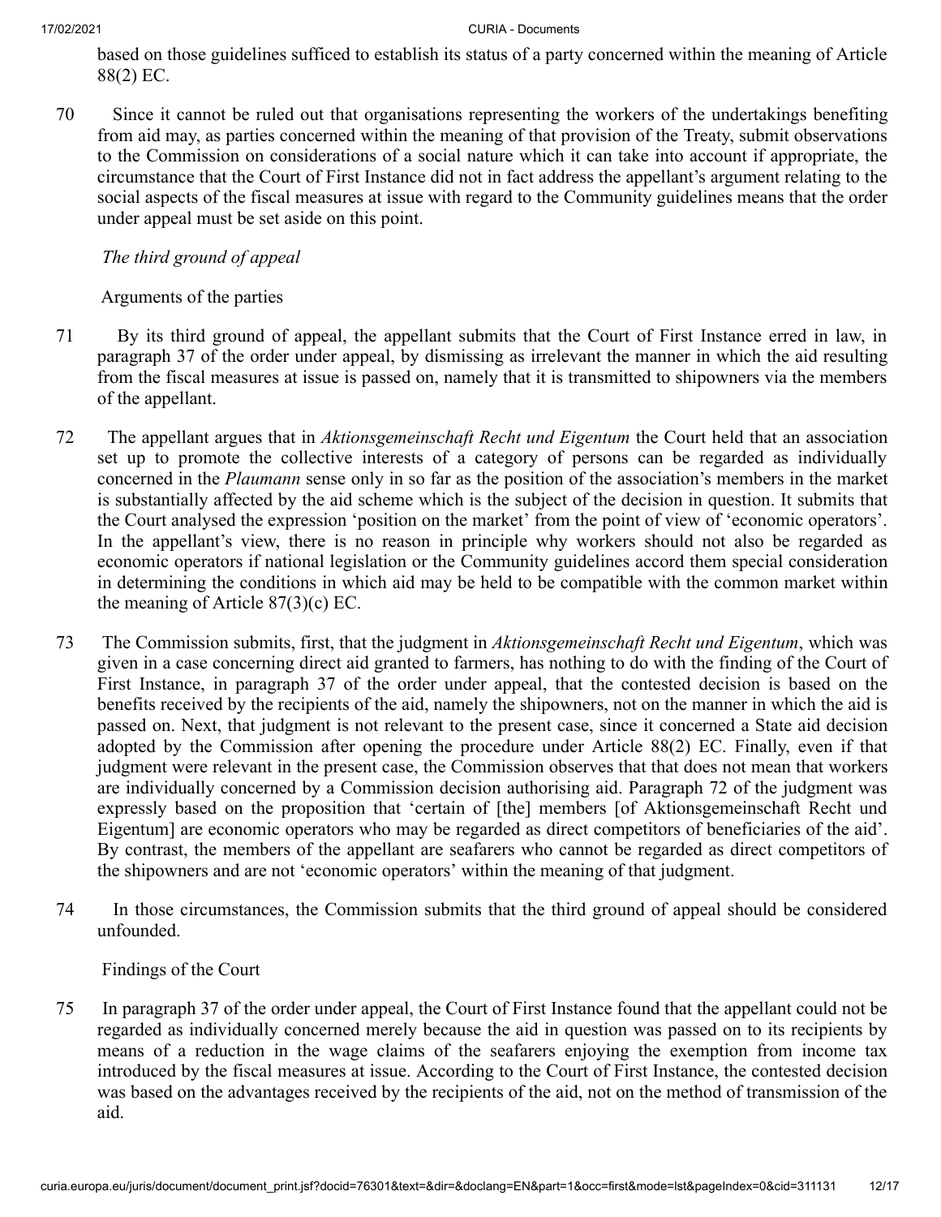based on those guidelines sufficed to establish its status of a party concerned within the meaning of Article 88(2) EC.

70 Since it cannot be ruled out that organisations representing the workers of the undertakings benefiting from aid may, as parties concerned within the meaning of that provision of the Treaty, submit observations to the Commission on considerations of a social nature which it can take into account if appropriate, the circumstance that the Court of First Instance did not in fact address the appellant's argument relating to the social aspects of the fiscal measures at issue with regard to the Community guidelines means that the order under appeal must be set aside on this point.

*The third ground of appeal*

Arguments of the parties

71 By its third ground of appeal, the appellant submits that the Court of First Instance erred in law, in paragraph 37 of the order under appeal, by dismissing as irrelevant the manner in which the aid resulting from the fiscal measures at issue is passed on, namely that it is transmitted to shipowners via the members of the appellant.

72 The appellant argues that in *Aktionsgemeinschaft Recht und Eigentum* the Court held that an association set up to promote the collective interests of a category of persons can be regarded as individually concerned in the *Plaumann* sense only in so far as the position of the association's members in the market is substantially affected by the aid scheme which is the subject of the decision in question. It submits that the Court analysed the expression 'position on the market' from the point of view of 'economic operators'. In the appellant's view, there is no reason in principle why workers should not also be regarded as economic operators if national legislation or the Community guidelines accord them special consideration in determining the conditions in which aid may be held to be compatible with the common market within the meaning of Article 87(3)(c) EC.

73 The Commission submits, first, that the judgment in *Aktionsgemeinschaft Recht und Eigentum*, which was given in a case concerning direct aid granted to farmers, has nothing to do with the finding of the Court of First Instance, in paragraph 37 of the order under appeal, that the contested decision is based on the benefits received by the recipients of the aid, namely the shipowners, not on the manner in which the aid is passed on. Next, that judgment is not relevant to the present case, since it concerned a State aid decision adopted by the Commission after opening the procedure under Article 88(2) EC. Finally, even if that judgment were relevant in the present case, the Commission observes that that does not mean that workers are individually concerned by a Commission decision authorising aid. Paragraph 72 of the judgment was expressly based on the proposition that 'certain of [the] members [of Aktionsgemeinschaft Recht und Eigentum] are economic operators who may be regarded as direct competitors of beneficiaries of the aid'. By contrast, the members of the appellant are seafarers who cannot be regarded as direct competitors of the shipowners and are not 'economic operators' within the meaning of that judgment.

74 In those circumstances, the Commission submits that the third ground of appeal should be considered unfounded.

Findings of the Court

75 In paragraph 37 of the order under appeal, the Court of First Instance found that the appellant could not be regarded as individually concerned merely because the aid in question was passed on to its recipients by means of a reduction in the wage claims of the seafarers enjoying the exemption from income tax introduced by the fiscal measures at issue. According to the Court of First Instance, the contested decision was based on the advantages received by the recipients of the aid, not on the method of transmission of the aid.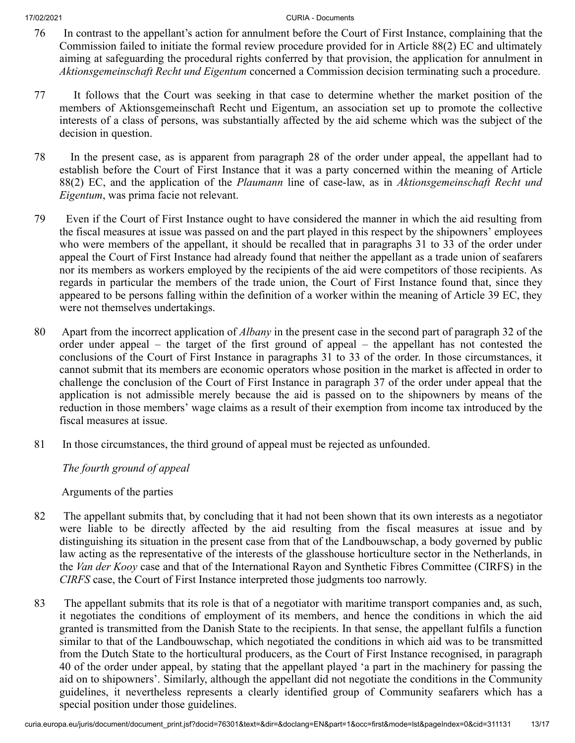76 In contrast to the appellant's action for annulment before the Court of First Instance, complaining that the Commission failed to initiate the formal review procedure provided for in Article 88(2) EC and ultimately aiming at safeguarding the procedural rights conferred by that provision, the application for annulment in *Aktionsgemeinschaft Recht und Eigentum* concerned a Commission decision terminating such a procedure.

77 It follows that the Court was seeking in that case to determine whether the market position of the members of Aktionsgemeinschaft Recht und Eigentum, an association set up to promote the collective interests of a class of persons, was substantially affected by the aid scheme which was the subject of the decision in question.

78 In the present case, as is apparent from paragraph 28 of the order under appeal, the appellant had to establish before the Court of First Instance that it was a party concerned within the meaning of Article 88(2) EC, and the application of the *Plaumann* line of case-law, as in *Aktionsgemeinschaft Recht und Eigentum*, was prima facie not relevant.

79 Even if the Court of First Instance ought to have considered the manner in which the aid resulting from the fiscal measures at issue was passed on and the part played in this respect by the shipowners' employees who were members of the appellant, it should be recalled that in paragraphs 31 to 33 of the order under appeal the Court of First Instance had already found that neither the appellant as a trade union of seafarers nor its members as workers employed by the recipients of the aid were competitors of those recipients. As regards in particular the members of the trade union, the Court of First Instance found that, since they appeared to be persons falling within the definition of a worker within the meaning of Article 39 EC, they were not themselves undertakings.

80 Apart from the incorrect application of *Albany* in the present case in the second part of paragraph 32 of the order under appeal – the target of the first ground of appeal – the appellant has not contested the conclusions of the Court of First Instance in paragraphs 31 to 33 of the order. In those circumstances, it cannot submit that its members are economic operators whose position in the market is affected in order to challenge the conclusion of the Court of First Instance in paragraph 37 of the order under appeal that the application is not admissible merely because the aid is passed on to the shipowners by means of the reduction in those members' wage claims as a result of their exemption from income tax introduced by the fiscal measures at issue.

81 In those circumstances, the third ground of appeal must be rejected as unfounded.

*The fourth ground of appeal*

Arguments of the parties

82 The appellant submits that, by concluding that it had not been shown that its own interests as a negotiator were liable to be directly affected by the aid resulting from the fiscal measures at issue and by distinguishing its situation in the present case from that of the Landbouwschap, a body governed by public law acting as the representative of the interests of the glasshouse horticulture sector in the Netherlands, in the *Van der Kooy* case and that of the International Rayon and Synthetic Fibres Committee (CIRFS) in the *CIRFS* case, the Court of First Instance interpreted those judgments too narrowly.

83 The appellant submits that its role is that of a negotiator with maritime transport companies and, as such, it negotiates the conditions of employment of its members, and hence the conditions in which the aid granted is transmitted from the Danish State to the recipients. In that sense, the appellant fulfils a function similar to that of the Landbouwschap, which negotiated the conditions in which aid was to be transmitted from the Dutch State to the horticultural producers, as the Court of First Instance recognised, in paragraph 40 of the order under appeal, by stating that the appellant played 'a part in the machinery for passing the aid on to shipowners'. Similarly, although the appellant did not negotiate the conditions in the Community guidelines, it nevertheless represents a clearly identified group of Community seafarers which has a special position under those guidelines.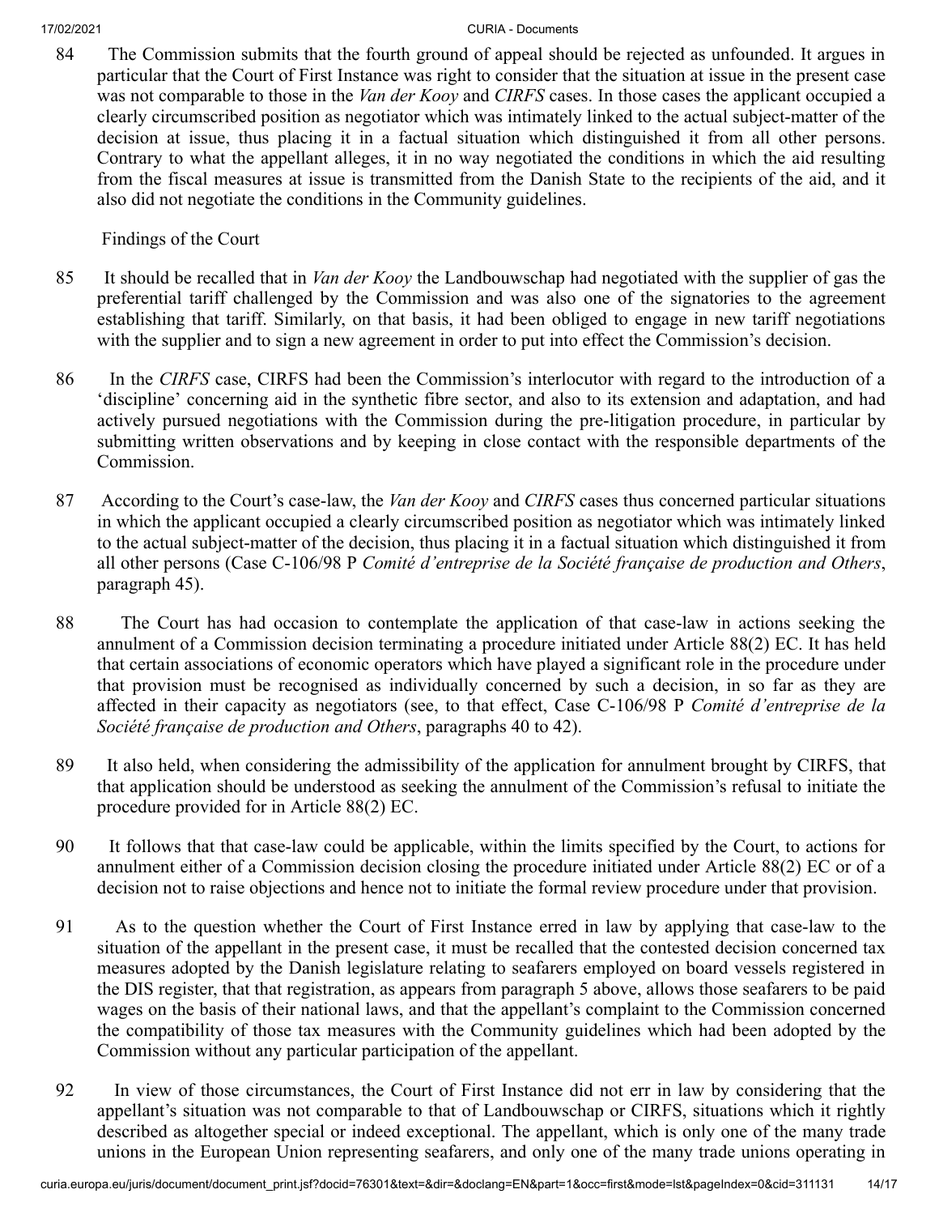84 The Commission submits that the fourth ground of appeal should be rejected as unfounded. It argues in particular that the Court of First Instance was right to consider that the situation at issue in the present case was not comparable to those in the *Van der Kooy* and *CIRFS* cases. In those cases the applicant occupied a clearly circumscribed position as negotiator which was intimately linked to the actual subject-matter of the decision at issue, thus placing it in a factual situation which distinguished it from all other persons. Contrary to what the appellant alleges, it in no way negotiated the conditions in which the aid resulting from the fiscal measures at issue is transmitted from the Danish State to the recipients of the aid, and it also did not negotiate the conditions in the Community guidelines.

Findings of the Court

85 It should be recalled that in *Van der Kooy* the Landbouwschap had negotiated with the supplier of gas the preferential tariff challenged by the Commission and was also one of the signatories to the agreement establishing that tariff. Similarly, on that basis, it had been obliged to engage in new tariff negotiations with the supplier and to sign a new agreement in order to put into effect the Commission's decision.

86 In the *CIRFS* case, CIRFS had been the Commission's interlocutor with regard to the introduction of a 'discipline' concerning aid in the synthetic fibre sector, and also to its extension and adaptation, and had actively pursued negotiations with the Commission during the pre-litigation procedure, in particular by submitting written observations and by keeping in close contact with the responsible departments of the Commission.

87 According to the Court's case-law, the *Van der Kooy* and *CIRFS* cases thus concerned particular situations in which the applicant occupied a clearly circumscribed position as negotiator which was intimately linked to the actual subject-matter of the decision, thus placing it in a factual situation which distinguished it from all other persons (Case C-106/98 P *Comité d'entreprise de la Société française de production and Others*, paragraph 45).

88 The Court has had occasion to contemplate the application of that case-law in actions seeking the annulment of a Commission decision terminating a procedure initiated under Article 88(2) EC. It has held that certain associations of economic operators which have played a significant role in the procedure under that provision must be recognised as individually concerned by such a decision, in so far as they are affected in their capacity as negotiators (see, to that effect, Case C-106/98 P *Comité d'entreprise de la Société française de production and Others*, paragraphs 40 to 42).

89 It also held, when considering the admissibility of the application for annulment brought by CIRFS, that that application should be understood as seeking the annulment of the Commission's refusal to initiate the procedure provided for in Article 88(2) EC.

90 It follows that that case-law could be applicable, within the limits specified by the Court, to actions for annulment either of a Commission decision closing the procedure initiated under Article 88(2) EC or of a decision not to raise objections and hence not to initiate the formal review procedure under that provision.

91 As to the question whether the Court of First Instance erred in law by applying that case-law to the situation of the appellant in the present case, it must be recalled that the contested decision concerned tax measures adopted by the Danish legislature relating to seafarers employed on board vessels registered in the DIS register, that that registration, as appears from paragraph 5 above, allows those seafarers to be paid wages on the basis of their national laws, and that the appellant's complaint to the Commission concerned the compatibility of those tax measures with the Community guidelines which had been adopted by the Commission without any particular participation of the appellant.

92 In view of those circumstances, the Court of First Instance did not err in law by considering that the appellant's situation was not comparable to that of Landbouwschap or CIRFS, situations which it rightly described as altogether special or indeed exceptional. The appellant, which is only one of the many trade unions in the European Union representing seafarers, and only one of the many trade unions operating in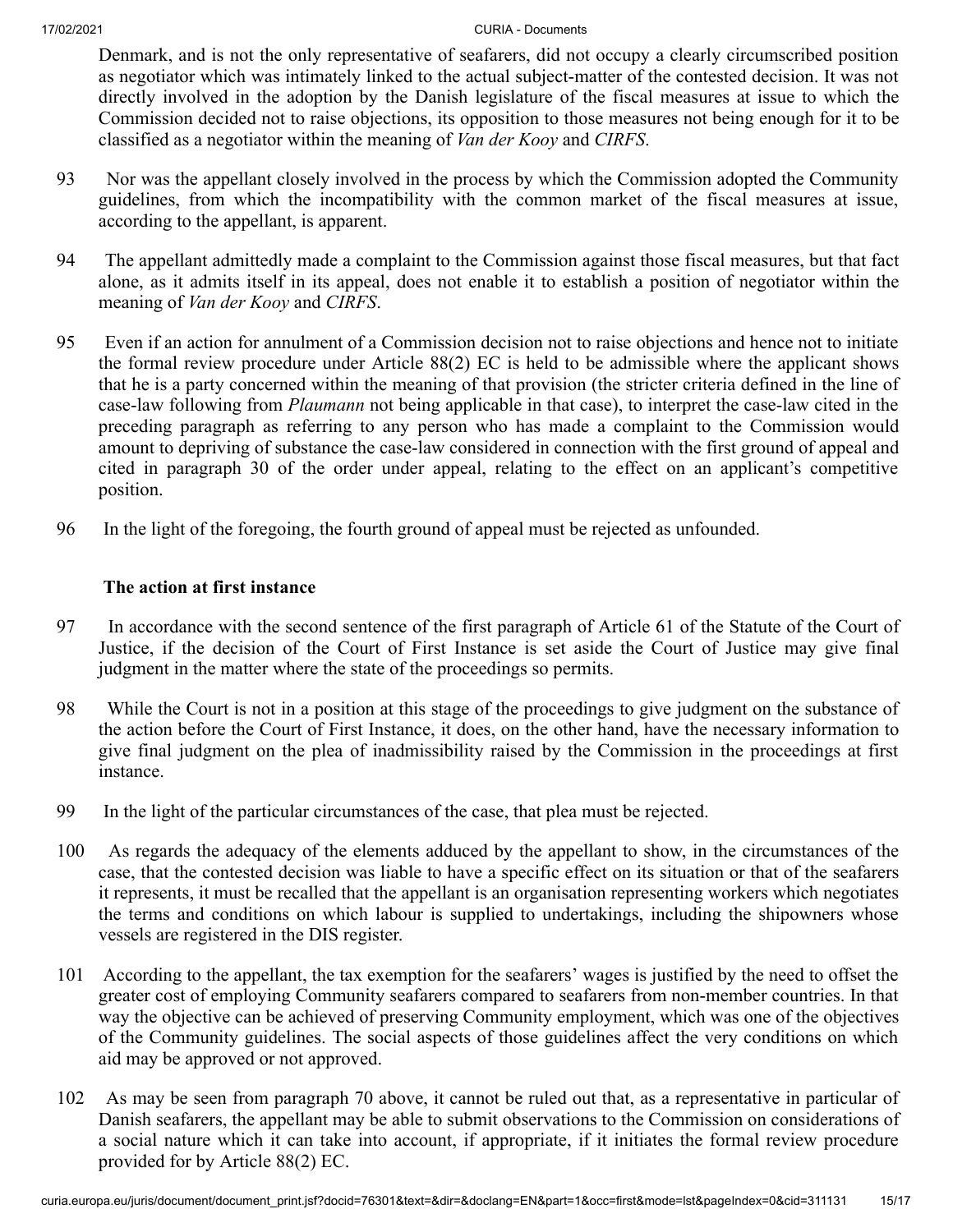Denmark, and is not the only representative of seafarers, did not occupy a clearly circumscribed position as negotiator which was intimately linked to the actual subject-matter of the contested decision. It was not directly involved in the adoption by the Danish legislature of the fiscal measures at issue to which the Commission decided not to raise objections, its opposition to those measures not being enough for it to be classified as a negotiator within the meaning of *Van der Kooy* and *CIRFS*.

93 Nor was the appellant closely involved in the process by which the Commission adopted the Community guidelines, from which the incompatibility with the common market of the fiscal measures at issue, according to the appellant, is apparent.

94 The appellant admittedly made a complaint to the Commission against those fiscal measures, but that fact alone, as it admits itself in its appeal, does not enable it to establish a position of negotiator within the meaning of *Van der Kooy* and *CIRFS*.

95 Even if an action for annulment of a Commission decision not to raise objections and hence not to initiate the formal review procedure under Article 88(2) EC is held to be admissible where the applicant shows that he is a party concerned within the meaning of that provision (the stricter criteria defined in the line of case-law following from *Plaumann* not being applicable in that case), to interpret the case-law cited in the preceding paragraph as referring to any person who has made a complaint to the Commission would amount to depriving of substance the case-law considered in connection with the first ground of appeal and cited in paragraph 30 of the order under appeal, relating to the effect on an applicant's competitive position.

96 In the light of the foregoing, the fourth ground of appeal must be rejected as unfounded.

## The action at first instance

97 In accordance with the second sentence of the first paragraph of Article 61 of the Statute of the Court of Justice, if the decision of the Court of First Instance is set aside the Court of Justice may give final judgment in the matter where the state of the proceedings so permits.

98 While the Court is not in a position at this stage of the proceedings to give judgment on the substance of the action before the Court of First Instance, it does, on the other hand, have the necessary information to give final judgment on the plea of inadmissibility raised by the Commission in the proceedings at first instance.

99 In the light of the particular circumstances of the case, that plea must be rejected.

100 As regards the adequacy of the elements adduced by the appellant to show, in the circumstances of the case, that the contested decision was liable to have a specific effect on its situation or that of the seafarers it represents, it must be recalled that the appellant is an organisation representing workers which negotiates the terms and conditions on which labour is supplied to undertakings, including the shipowners whose vessels are registered in the DIS register.

101 According to the appellant, the tax exemption for the seafarers' wages is justified by the need to offset the greater cost of employing Community seafarers compared to seafarers from non-member countries. In that way the objective can be achieved of preserving Community employment, which was one of the objectives of the Community guidelines. The social aspects of those guidelines affect the very conditions on which aid may be approved or not approved.

102 As may be seen from paragraph 70 above, it cannot be ruled out that, as a representative in particular of Danish seafarers, the appellant may be able to submit observations to the Commission on considerations of a social nature which it can take into account, if appropriate, if it initiates the formal review procedure provided for by Article 88(2) EC.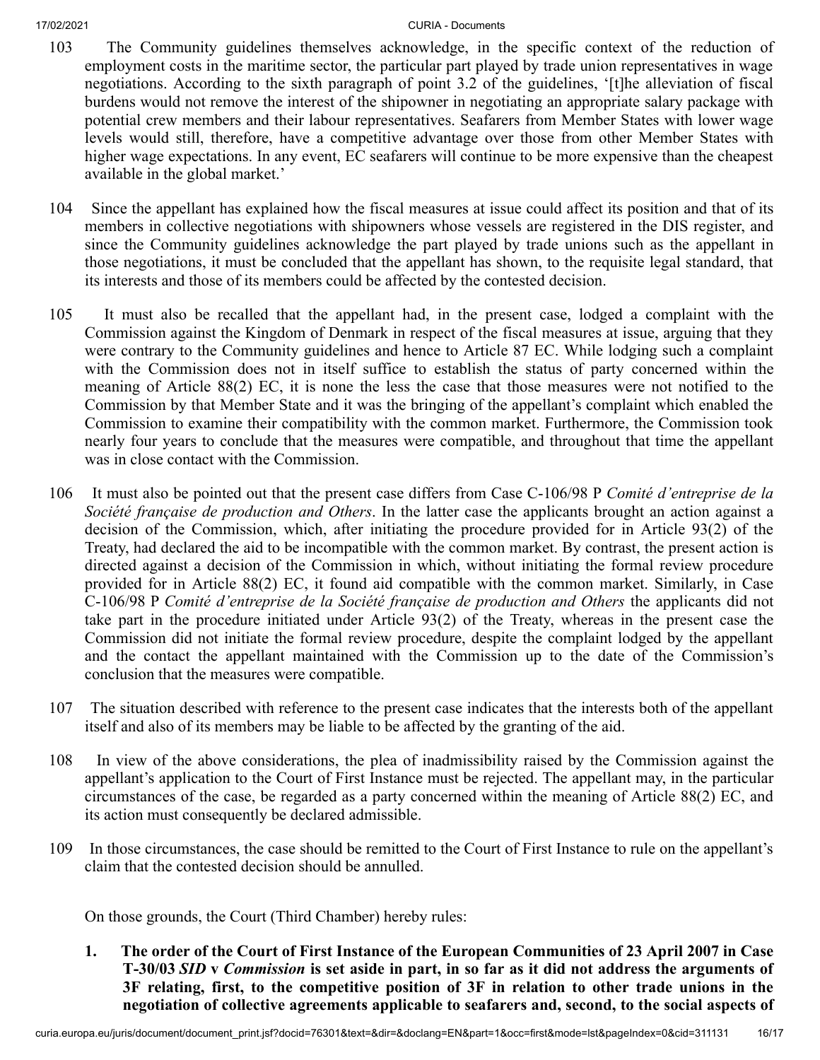103 The Community guidelines themselves acknowledge, in the specific context of the reduction of employment costs in the maritime sector, the particular part played by trade union representatives in wage negotiations. According to the sixth paragraph of point 3.2 of the guidelines, '[t]he alleviation of fiscal burdens would not remove the interest of the shipowner in negotiating an appropriate salary package with potential crew members and their labour representatives. Seafarers from Member States with lower wage levels would still, therefore, have a competitive advantage over those from other Member States with higher wage expectations. In any event, EC seafarers will continue to be more expensive than the cheapest available in the global market.'

104 Since the appellant has explained how the fiscal measures at issue could affect its position and that of its members in collective negotiations with shipowners whose vessels are registered in the DIS register, and since the Community guidelines acknowledge the part played by trade unions such as the appellant in those negotiations, it must be concluded that the appellant has shown, to the requisite legal standard, that its interests and those of its members could be affected by the contested decision.

105 It must also be recalled that the appellant had, in the present case, lodged a complaint with the Commission against the Kingdom of Denmark in respect of the fiscal measures at issue, arguing that they were contrary to the Community guidelines and hence to Article 87 EC. While lodging such a complaint with the Commission does not in itself suffice to establish the status of party concerned within the meaning of Article 88(2) EC, it is none the less the case that those measures were not notified to the Commission by that Member State and it was the bringing of the appellant's complaint which enabled the Commission to examine their compatibility with the common market. Furthermore, the Commission took nearly four years to conclude that the measures were compatible, and throughout that time the appellant was in close contact with the Commission.

106 It must also be pointed out that the present case differs from Case C-106/98 P *Comité d'entreprise de la Société française de production and Others*. In the latter case the applicants brought an action against a decision of the Commission, which, after initiating the procedure provided for in Article 93(2) of the Treaty, had declared the aid to be incompatible with the common market. By contrast, the present action is directed against a decision of the Commission in which, without initiating the formal review procedure provided for in Article 88(2) EC, it found aid compatible with the common market. Similarly, in Case C-106/98 P *Comité d'entreprise de la Société française de production and Others* the applicants did not take part in the procedure initiated under Article 93(2) of the Treaty, whereas in the present case the Commission did not initiate the formal review procedure, despite the complaint lodged by the appellant and the contact the appellant maintained with the Commission up to the date of the Commission's conclusion that the measures were compatible.

107 The situation described with reference to the present case indicates that the interests both of the appellant itself and also of its members may be liable to be affected by the granting of the aid.

108 In view of the above considerations, the plea of inadmissibility raised by the Commission against the appellant's application to the Court of First Instance must be rejected. The appellant may, in the particular circumstances of the case, be regarded as a party concerned within the meaning of Article 88(2) EC, and its action must consequently be declared admissible.

109 In those circumstances, the case should be remitted to the Court of First Instance to rule on the appellant's claim that the contested decision should be annulled.

On those grounds, the Court (Third Chamber) hereby rules:

1. **The order of the Court of First Instance of the European Communities of 23 April 2007 in Case T-30/03 *SID* v *Commission* is set aside in part, in so far as it did not address the arguments of 3F relating, first, to the competitive position of 3F in relation to other trade unions in the negotiation of collective agreements applicable to seafarers and, second, to the social aspects of**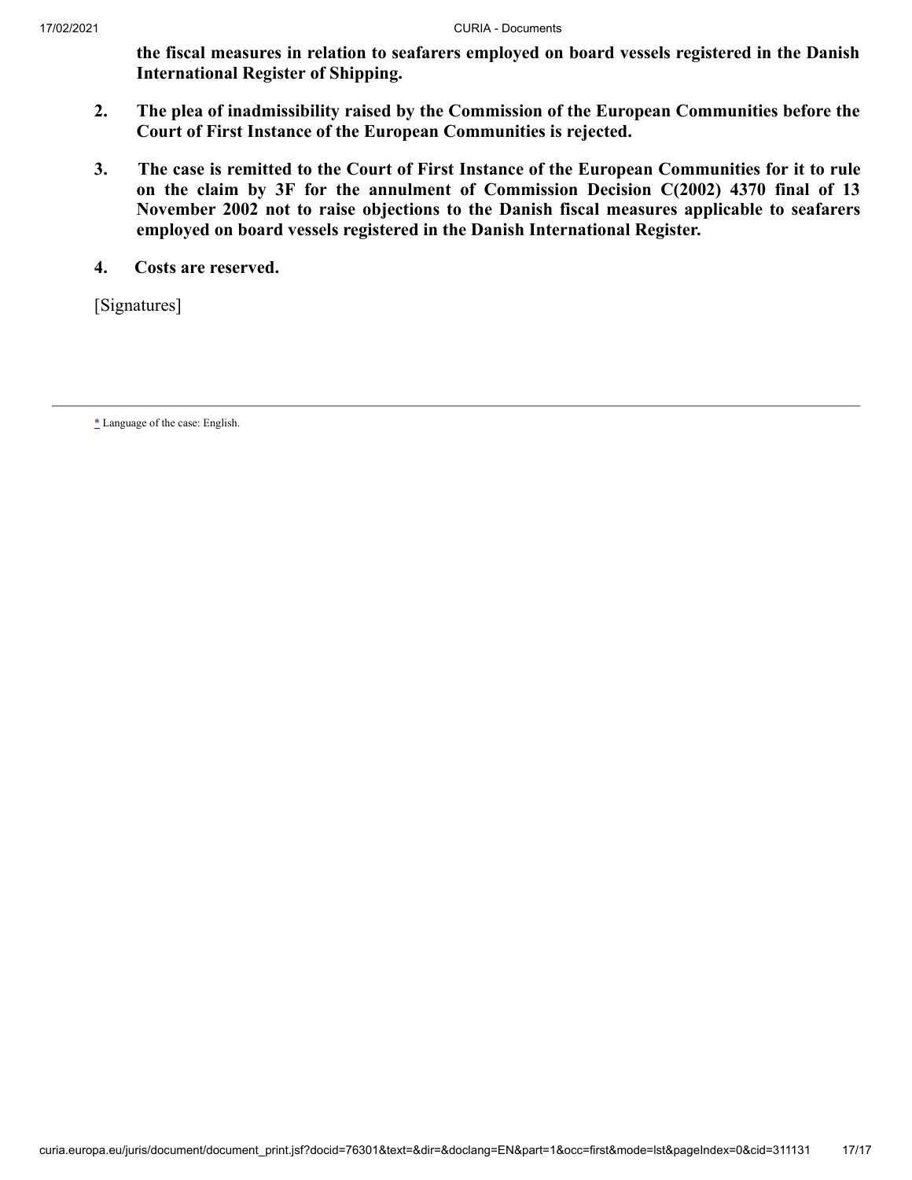**the fiscal measures in relation to seafarers employed on board vessels registered in the Danish International Register of Shipping.**

2. **The plea of inadmissibility raised by the Commission of the European Communities before the Court of First Instance of the European Communities is rejected.**

3. **The case is remitted to the Court of First Instance of the European Communities for it to rule on the claim by 3F for the annulment of Commission Decision C(2002) 4370 final of 13 November 2002 not to raise objections to the Danish fiscal measures applicable to seafarers employed on board vessels registered in the Danish International Register.**

4. **Costs are reserved.**

[Signatures]

---

* Language of the case: English.